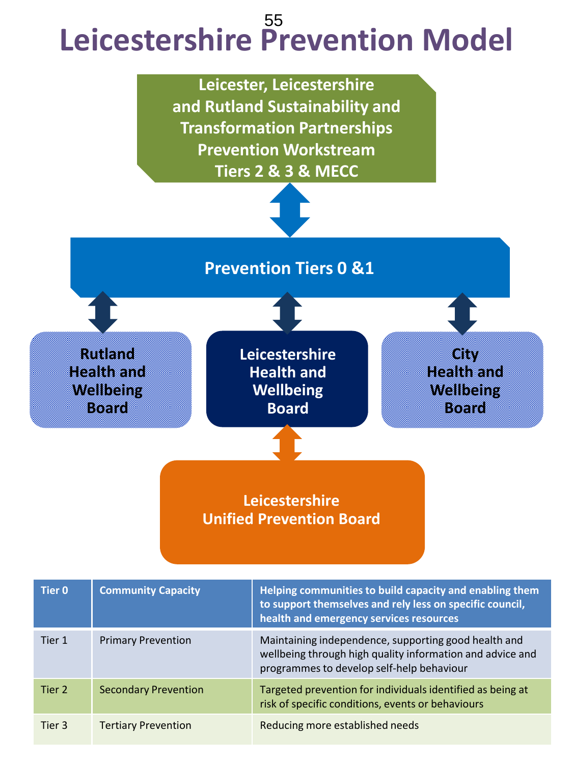# Leicestershire Prevention Model

Leicester, Leicestershire and Rutland Sustainability and Transformation Partnerships Prevention Workstream Tiers 2 & 3 & MECC

Prevention Tiers 0 &1

Rutland Health and Wellbeing Board

Leicestershire Health and Wellbeing Board

City Health and Wellbeing Board

Leicestershire Unified Prevention Board

| Tier 0 | Community Capacity | Helping communities to build capacity and enabling them to support themselves and rely less on specific council, health and emergency services resources |
|---|---|---|
| Tier 1 | Primary Prevention | Maintaining independence, supporting good health and wellbeing through high quality information and advice and programmes to develop self-help behaviour |
| Tier 2 | Secondary Prevention | Targeted prevention for individuals identified as being at risk of specific conditions, events or behaviours |
| Tier 3 | Tertiary Prevention | Reducing more established needs |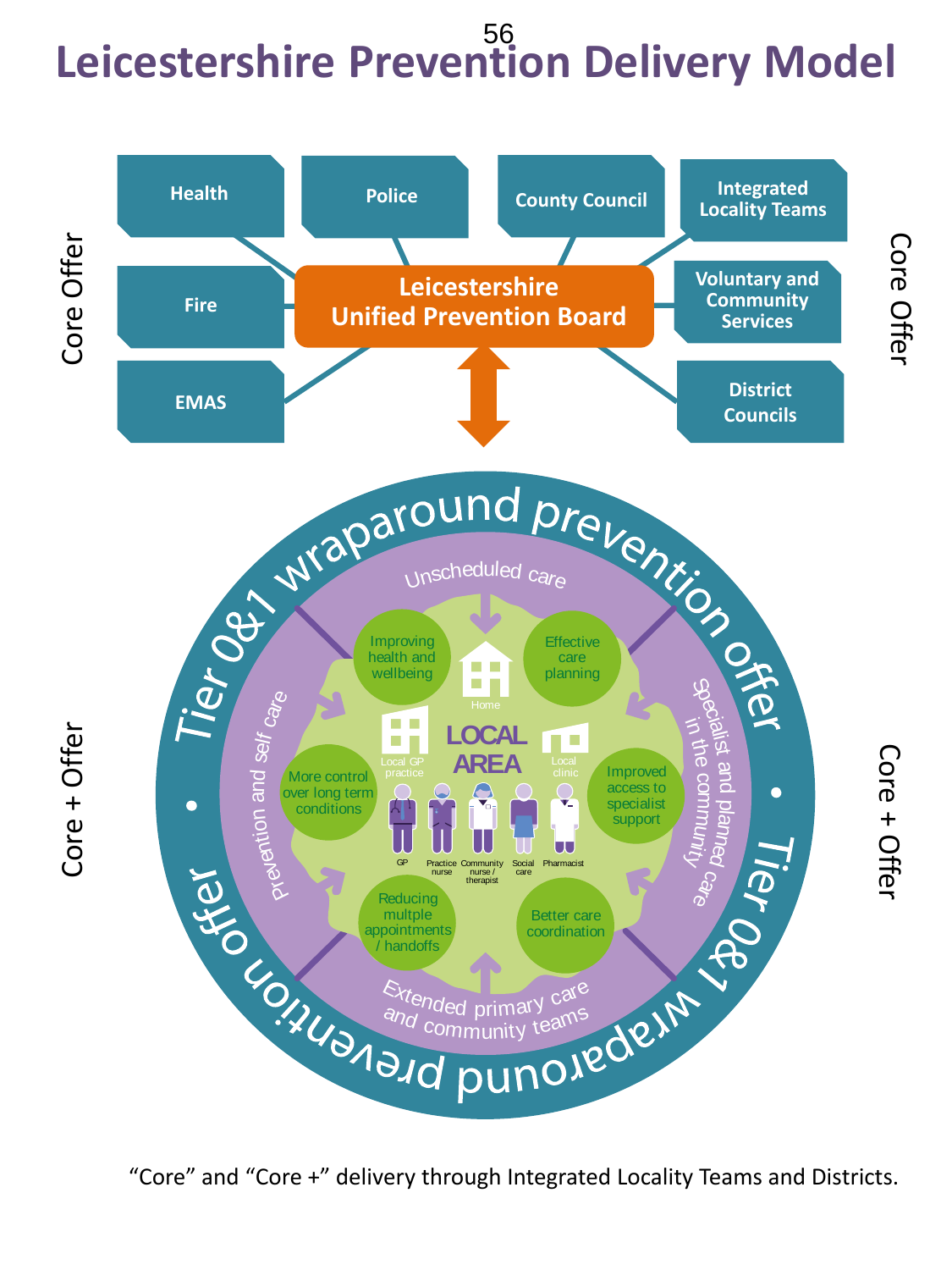# Leicestershire Prevention Delivery Model

Core Offer

- Health
- Police
- County Council
- Integrated Locality Teams
- Fire
- Voluntary and Community Services
- EMAS
- District Councils

**Leicestershire Unified Prevention Board**

Core + Offer

Tier 0&1 wraparound prevention offer • Tier 0&1 wraparound prevention offer •

Unscheduled care

Specialist and planned care in the community

Extended primary care and community teams

Prevention and self care

- Improving health and wellbeing
- Effective care planning
- More control over long term conditions
- Improved access to specialist support
- Reducing multple appointments / handoffs
- Better care coordination

LOCAL AREA

Home, Local GP practice, Local clinic

GP, Practice nurse, Community nurse / therapist, Social care, Pharmacist

"Core" and "Core +" delivery through Integrated Locality Teams and Districts.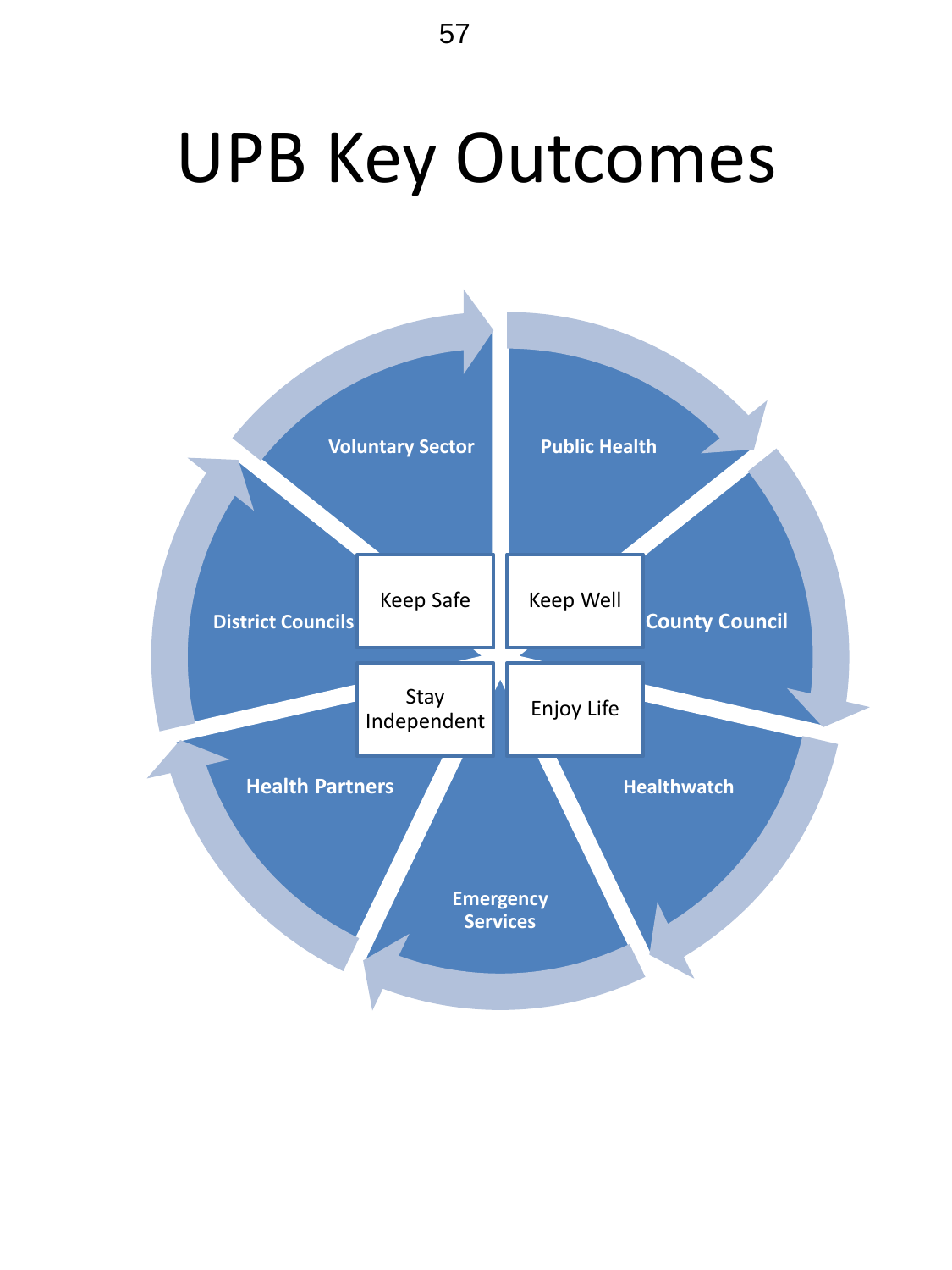# UPB Key Outcomes

Voluntary Sector

Public Health

District Councils

County Council

Health Partners

Healthwatch

Emergency Services

Keep Safe

Keep Well

Stay Independent

Enjoy Life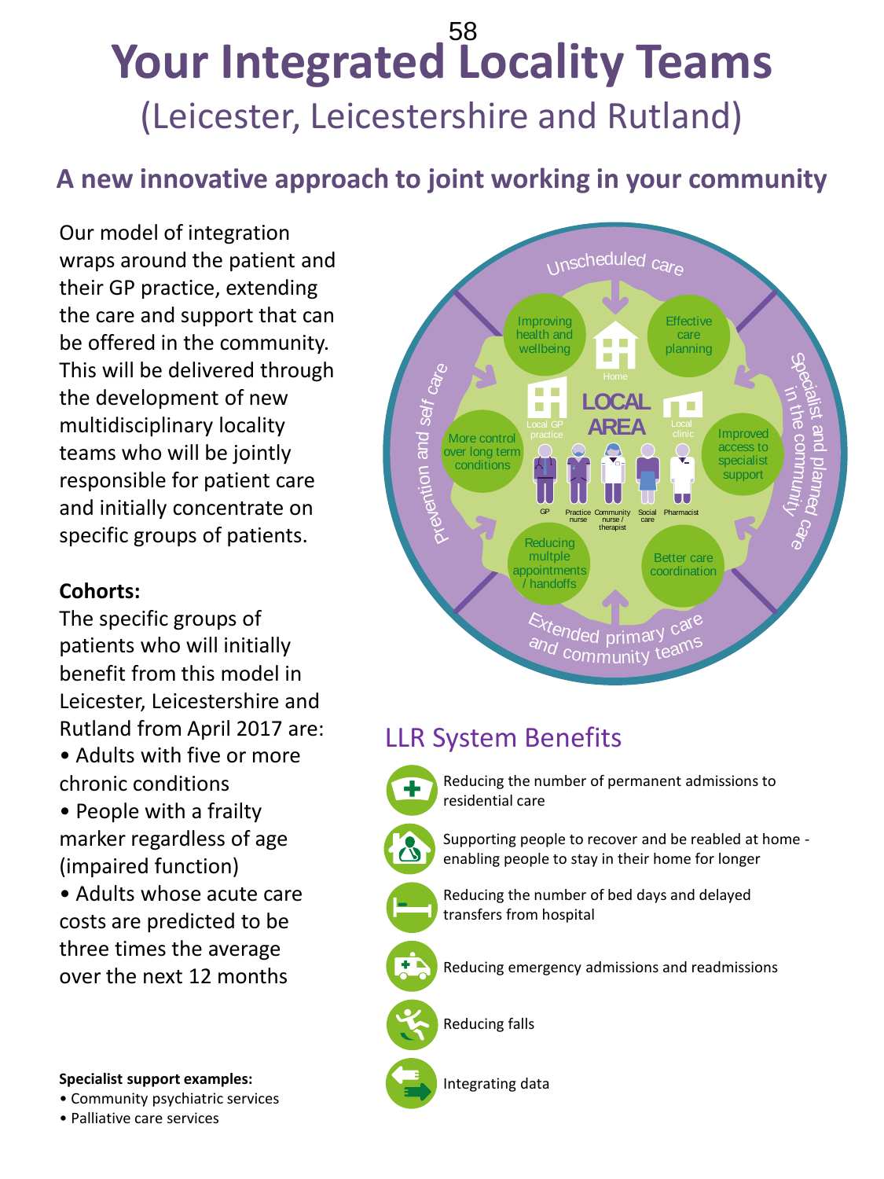# Your Integrated Locality Teams
## (Leicester, Leicestershire and Rutland)

## A new innovative approach to joint working in your community

Our model of integration wraps around the patient and their GP practice, extending the care and support that can be offered in the community. This will be delivered through the development of new multidisciplinary locality teams who will be jointly responsible for patient care and initially concentrate on specific groups of patients.

**Cohorts:**

The specific groups of patients who will initially benefit from this model in Leicester, Leicestershire and Rutland from April 2017 are:

- Adults with five or more chronic conditions
- People with a frailty marker regardless of age (impaired function)
- Adults whose acute care costs are predicted to be three times the average over the next 12 months

Unscheduled care

Specialist and planned care in the community

Extended primary care and community teams

Prevention and self care

Improving health and wellbeing

Effective care planning

Improved access to specialist support

Better care coordination

Reducing multple appointments / handoffs

More control over long term conditions

Home

Local GP practice

LOCAL AREA

Local clinic

GP

Practice nurse

Community nurse / therapist

Social care

Pharmacist

## LLR System Benefits

- Reducing the number of permanent admissions to residential care
- Supporting people to recover and be reabled at home - enabling people to stay in their home for longer
- Reducing the number of bed days and delayed transfers from hospital
- Reducing emergency admissions and readmissions
- Reducing falls
- Integrating data

**Specialist support examples:**

- Community psychiatric services
- Palliative care services